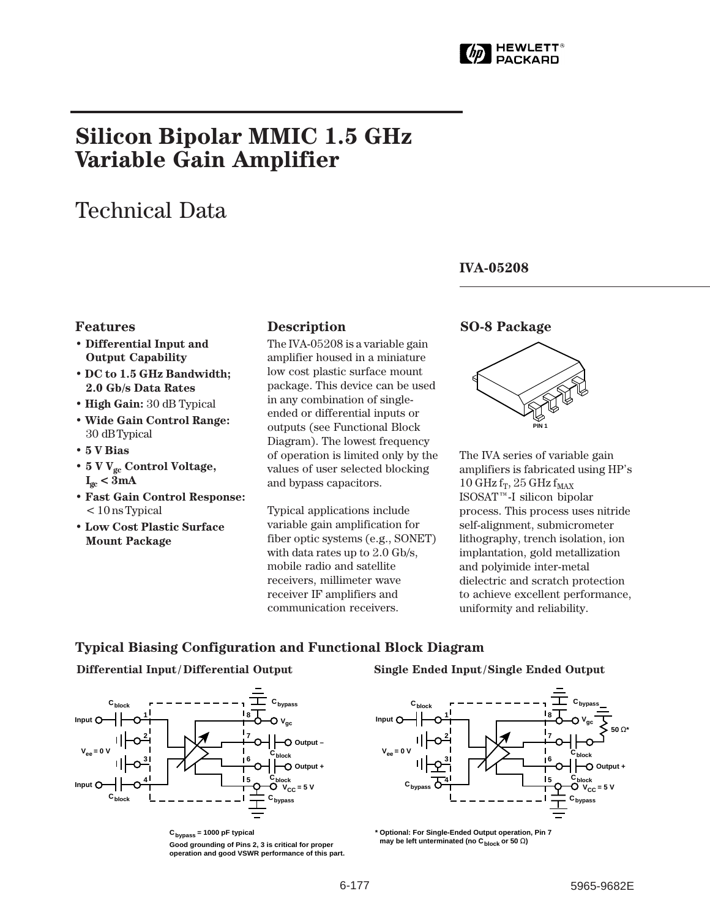HEWLETT PACKARD

# Silicon Bipolar MMIC 1.5 GHz Variable Gain Amplifier

## Technical Data

### IVA-05208

### Features

- **Differential Input and Output Capability**
- **DC to 1.5 GHz Bandwidth; 2.0 Gb/s Data Rates**
- **High Gain:** 30 dB Typical
- **Wide Gain Control Range:** 30 dB Typical
- **5 V Bias**
- **5 V $V_{gc}$ Control Voltage, $I_{gc}$ < 3mA**
- **Fast Gain Control Response:** < 10 ns Typical
- **Low Cost Plastic Surface Mount Package**

### Description

The IVA-05208 is a variable gain amplifier housed in a miniature low cost plastic surface mount package. This device can be used in any combination of single-ended or differential inputs or outputs (see Functional Block Diagram). The lowest frequency of operation is limited only by the values of user selected blocking and bypass capacitors.

Typical applications include variable gain amplification for fiber optic systems (e.g., SONET) with data rates up to 2.0 Gb/s, mobile radio and satellite receivers, millimeter wave receiver IF amplifiers and communication receivers.

### SO-8 Package

PIN 1

The IVA series of variable gain amplifiers is fabricated using HP's 10 GHz $f_T$, 25 GHz $f_{MAX}$ ISOSAT™-I silicon bipolar process. This process uses nitride self-alignment, submicrometer lithography, trench isolation, ion implantation, gold metallization and polyimide inter-metal dielectric and scratch protection to achieve excellent performance, uniformity and reliability.

### Typical Biasing Configuration and Functional Block Diagram

**Differential Input/Differential Output**

$C_{bypass}$ = 1000 pF typical

Good grounding of Pins 2, 3 is critical for proper operation and good VSWR performance of this part.

**Single Ended Input/Single Ended Output**

\* Optional: For Single-Ended Output operation, Pin 7 may be left unterminated (no $C_{block}$ or 50 Ω)

5965-9682E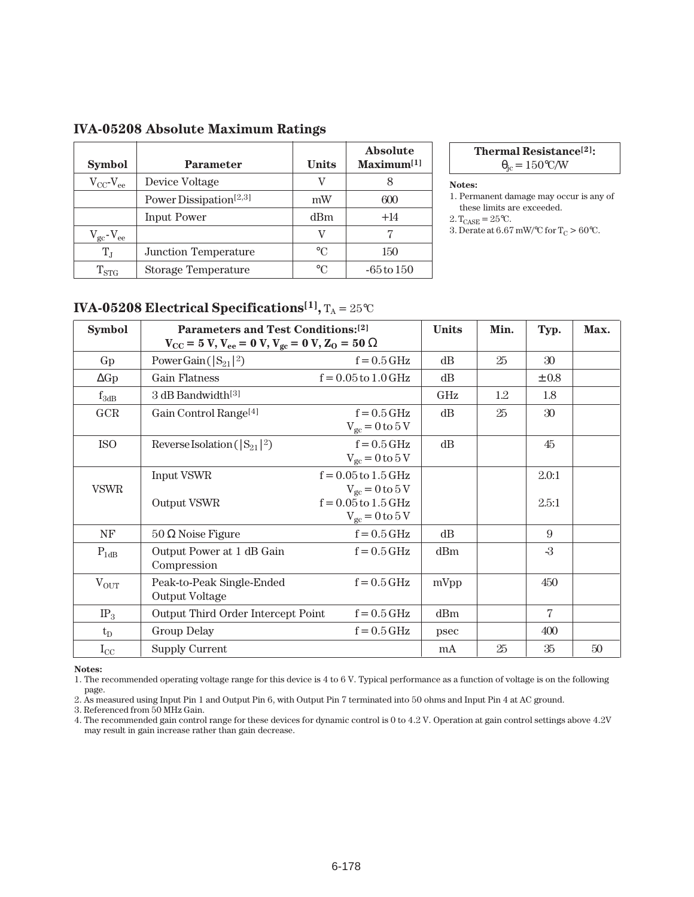## IVA-05208 Absolute Maximum Ratings

| Symbol | Parameter | Units | Absolute Maximum[1] |
|---|---|---|---|
| $V_{CC}$-$V_{ee}$ | Device Voltage | V | 8 |
| | Power Dissipation[2,3] | mW | 600 |
| | Input Power | dBm | +14 |
| $V_{gc}$-$V_{ee}$ | | V | 7 |
| $T_J$ | Junction Temperature | °C | 150 |
| $T_{STG}$ | Storage Temperature | °C | -65 to 150 |

| Thermal Resistance[2]: |
|---|
| $\theta_{jc}$ = 150°C/W |

**Notes:**

1. Permanent damage may occur is any of these limits are exceeded.
2. $T_{CASE}$ = 25°C.
3. Derate at 6.67 mW/°C for $T_C$ > 60°C.

## IVA-05208 Electrical Specifications[1], $T_A$ = 25°C

| Symbol | Parameters and Test Conditions:[2] $V_{CC}$ = 5 V, $V_{ee}$ = 0 V, $V_{gc}$ = 0 V, $Z_O$ = 50 Ω | | Units | Min. | Typ. | Max. |
|---|---|---|---|---|---|---|
| Gp | Power Gain ($\|S_{21}\|^2$) | f = 0.5 GHz | dB | 25 | 30 | |
| ΔGp | Gain Flatness | f = 0.05 to 1.0 GHz | dB | | ± 0.8 | |
| $f_{3dB}$ | 3 dB Bandwidth[3] | | GHz | 1.2 | 1.8 | |
| GCR | Gain Control Range[4] | f = 0.5 GHz $V_{gc}$ = 0 to 5 V | dB | 25 | 30 | |
| ISO | Reverse Isolation ($\|S_{21}\|^2$) | f = 0.5 GHz $V_{gc}$ = 0 to 5 V | dB | | 45 | |
| VSWR | Input VSWR | f = 0.05 to 1.5 GHz $V_{gc}$ = 0 to 5 V | | | 2.0:1 | |
| | Output VSWR | f = 0.05 to 1.5 GHz $V_{gc}$ = 0 to 5 V | | | 2.5:1 | |
| NF | 50 Ω Noise Figure | f = 0.5 GHz | dB | | 9 | |
| $P_{1dB}$ | Output Power at 1 dB Gain Compression | f = 0.5 GHz | dBm | | -3 | |
| $V_{OUT}$ | Peak-to-Peak Single-Ended Output Voltage | f = 0.5 GHz | mVpp | | 450 | |
| $IP_3$ | Output Third Order Intercept Point | f = 0.5 GHz | dBm | | 7 | |
| $t_D$ | Group Delay | f = 0.5 GHz | psec | | 400 | |
| $I_{CC}$ | Supply Current | | mA | 25 | 35 | 50 |

**Notes:**

1. The recommended operating voltage range for this device is 4 to 6 V. Typical performance as a function of voltage is on the following page.
2. As measured using Input Pin 1 and Output Pin 6, with Output Pin 7 terminated into 50 ohms and Input Pin 4 at AC ground.
3. Referenced from 50 MHz Gain.
4. The recommended gain control range for these devices for dynamic control is 0 to 4.2 V. Operation at gain control settings above 4.2V may result in gain increase rather than gain decrease.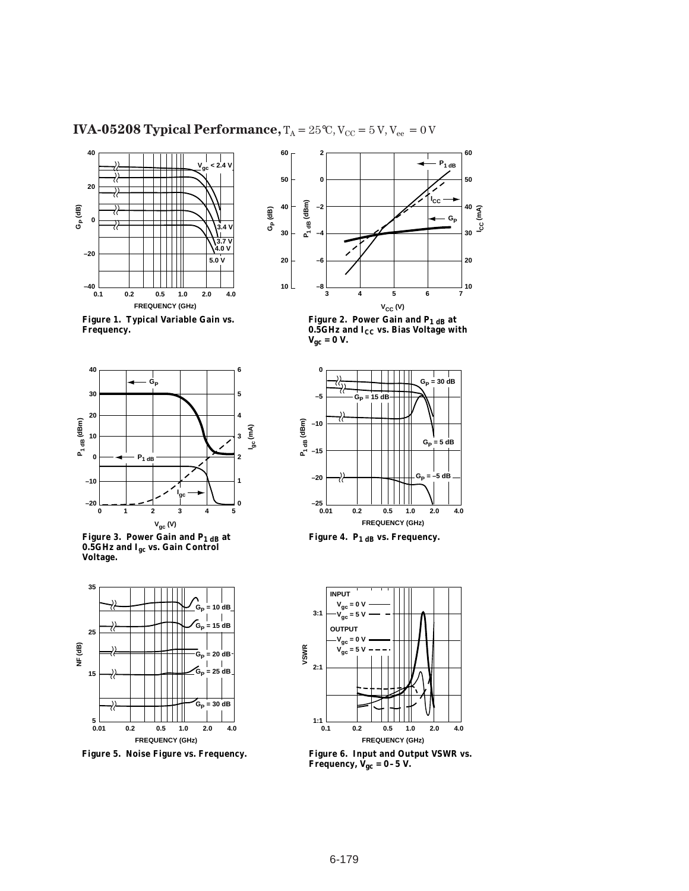## IVA-05208 Typical Performance, $T_A = 25°C, V_{CC} = 5\,V, V_{ee} = 0\,V$

**Figure 1. Typical Variable Gain vs. Frequency.**

**Figure 2. Power Gain and $P_{1\,dB}$ at 0.5GHz and $I_{CC}$ vs. Bias Voltage with $V_{gc}$ = 0 V.**

**Figure 3. Power Gain and $P_{1\,dB}$ at 0.5GHz and $I_{gc}$ vs. Gain Control Voltage.**

**Figure 4. $P_{1\,dB}$ vs. Frequency.**

**Figure 5. Noise Figure vs. Frequency.**

**Figure 6. Input and Output VSWR vs. Frequency, $V_{gc}$ = 0–5 V.**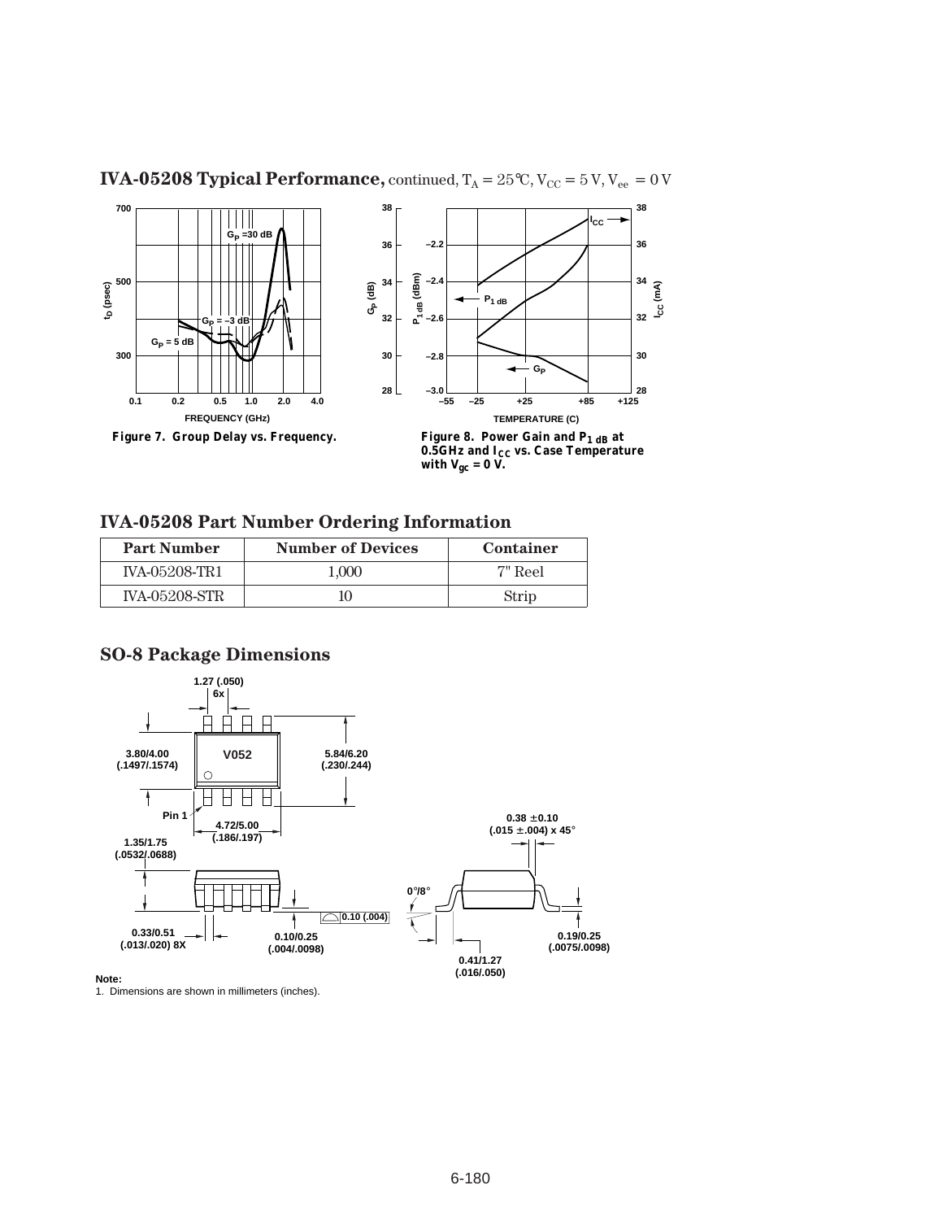## IVA-05208 Typical Performance, continued, $T_A = 25°C$, $V_{CC} = 5$ V, $V_{ee} = 0$ V

700
500
300
$t_D$ (psec)
$G_P$ =30 dB
$G_P$ = –3 dB
$G_P$ = 5 dB
0.1 0.2 0.5 1.0 2.0 4.0
FREQUENCY (GHz)

**Figure 7. Group Delay vs. Frequency.**

38 36 34 32 30 28
$G_P$ (dB)
–2.2 –2.4 –2.6 –2.8 –3.0
$P_{1\,dB}$ (dBm)
38 36 34 32 30 28
$I_{CC}$ (mA)
$I_{CC}$
$P_{1\,dB}$
$G_P$
–55 –25 +25 +85 +125
TEMPERATURE (C)

**Figure 8. Power Gain and $P_{1\,dB}$ at 0.5GHz and $I_{CC}$ vs. Case Temperature with $V_{gc}$ = 0 V.**

## IVA-05208 Part Number Ordering Information

| Part Number | Number of Devices | Container |
|---|---|---|
| IVA-05208-TR1 | 1,000 | 7" Reel |
| IVA-05208-STR | 10 | Strip |

## SO-8 Package Dimensions

1.27 (.050) 6x
3.80/4.00 (.1497/.1574)
V052
5.84/6.20 (.230/.244)
Pin 1
4.72/5.00 (.186/.197)
1.35/1.75 (.0532/.0688)
0.38 ±0.10 (.015 ±.004) x 45°
0°/8°
0.10 (.004)
0.33/0.51 (.013/.020) 8X
0.10/0.25 (.004/.0098)
0.19/0.25 (.0075/.0098)
0.41/1.27 (.016/.050)

**Note:**
1. Dimensions are shown in millimeters (inches).